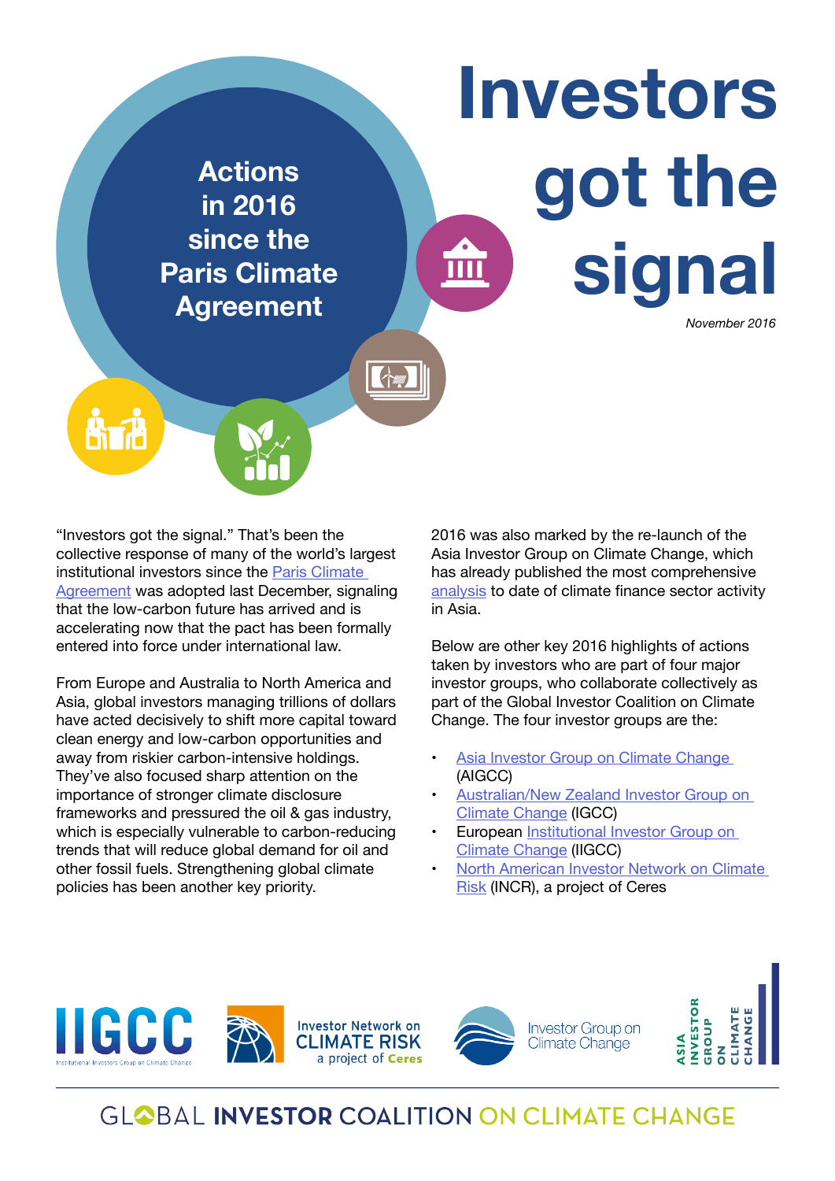# Investors got the signal

*November 2016*

## Actions in 2016 since the Paris Climate Agreement

"Investors got the signal." That's been the collective response of many of the world's largest institutional investors since the Paris Climate Agreement was adopted last December, signaling that the low-carbon future has arrived and is accelerating now that the pact has been formally entered into force under international law.

From Europe and Australia to North America and Asia, global investors managing trillions of dollars have acted decisively to shift more capital toward clean energy and low-carbon opportunities and away from riskier carbon-intensive holdings. They've also focused sharp attention on the importance of stronger climate disclosure frameworks and pressured the oil & gas industry, which is especially vulnerable to carbon-reducing trends that will reduce global demand for oil and other fossil fuels. Strengthening global climate policies has been another key priority.

2016 was also marked by the re-launch of the Asia Investor Group on Climate Change, which has already published the most comprehensive analysis to date of climate finance sector activity in Asia.

Below are other key 2016 highlights of actions taken by investors who are part of four major investor groups, who collaborate collectively as part of the Global Investor Coalition on Climate Change. The four investor groups are the:

- Asia Investor Group on Climate Change (AIGCC)
- Australian/New Zealand Investor Group on Climate Change (IGCC)
- European Institutional Investor Group on Climate Change (IIGCC)
- North American Investor Network on Climate Risk (INCR), a project of Ceres

IIGCC Institutional Investors Group on Climate Change | Investor Network on CLIMATE RISK a project of Ceres | Investor Group on Climate Change | Asia Investor Group on Climate Change

GLOBAL INVESTOR COALITION ON CLIMATE CHANGE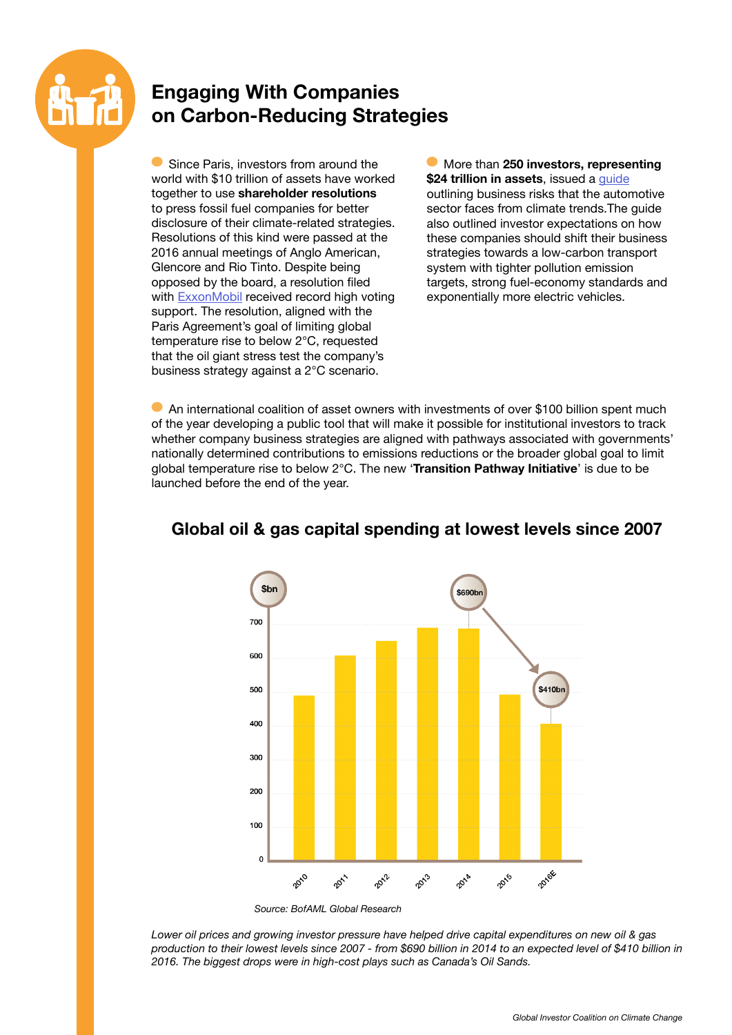# Engaging With Companies on Carbon-Reducing Strategies

- Since Paris, investors from around the world with $10 trillion of assets have worked together to use **shareholder resolutions** to press fossil fuel companies for better disclosure of their climate-related strategies. Resolutions of this kind were passed at the 2016 annual meetings of Anglo American, Glencore and Rio Tinto. Despite being opposed by the board, a resolution filed with ExxonMobil received record high voting support. The resolution, aligned with the Paris Agreement's goal of limiting global temperature rise to below 2°C, requested that the oil giant stress test the company's business strategy against a 2°C scenario.

- More than **250 investors, representing $24 trillion in assets**, issued a guide outlining business risks that the automotive sector faces from climate trends.The guide also outlined investor expectations on how these companies should shift their business strategies towards a low-carbon transport system with tighter pollution emission targets, strong fuel-economy standards and exponentially more electric vehicles.

- An international coalition of asset owners with investments of over $100 billion spent much of the year developing a public tool that will make it possible for institutional investors to track whether company business strategies are aligned with pathways associated with governments' nationally determined contributions to emissions reductions or the broader global goal to limit global temperature rise to below 2°C. The new '**Transition Pathway Initiative**' is due to be launched before the end of the year.

## Global oil & gas capital spending at lowest levels since 2007

| Year | $bn |
|---|---|
| 2010 | ~490 |
| 2011 | ~610 |
| 2012 | ~650 |
| 2013 | ~690 |
| 2014 | $690bn |
| 2015 | ~495 |
| 2016E | $410bn |

Source: BofAML Global Research

*Lower oil prices and growing investor pressure have helped drive capital expenditures on new oil & gas production to their lowest levels since 2007 - from $690 billion in 2014 to an expected level of $410 billion in 2016. The biggest drops were in high-cost plays such as Canada's Oil Sands.*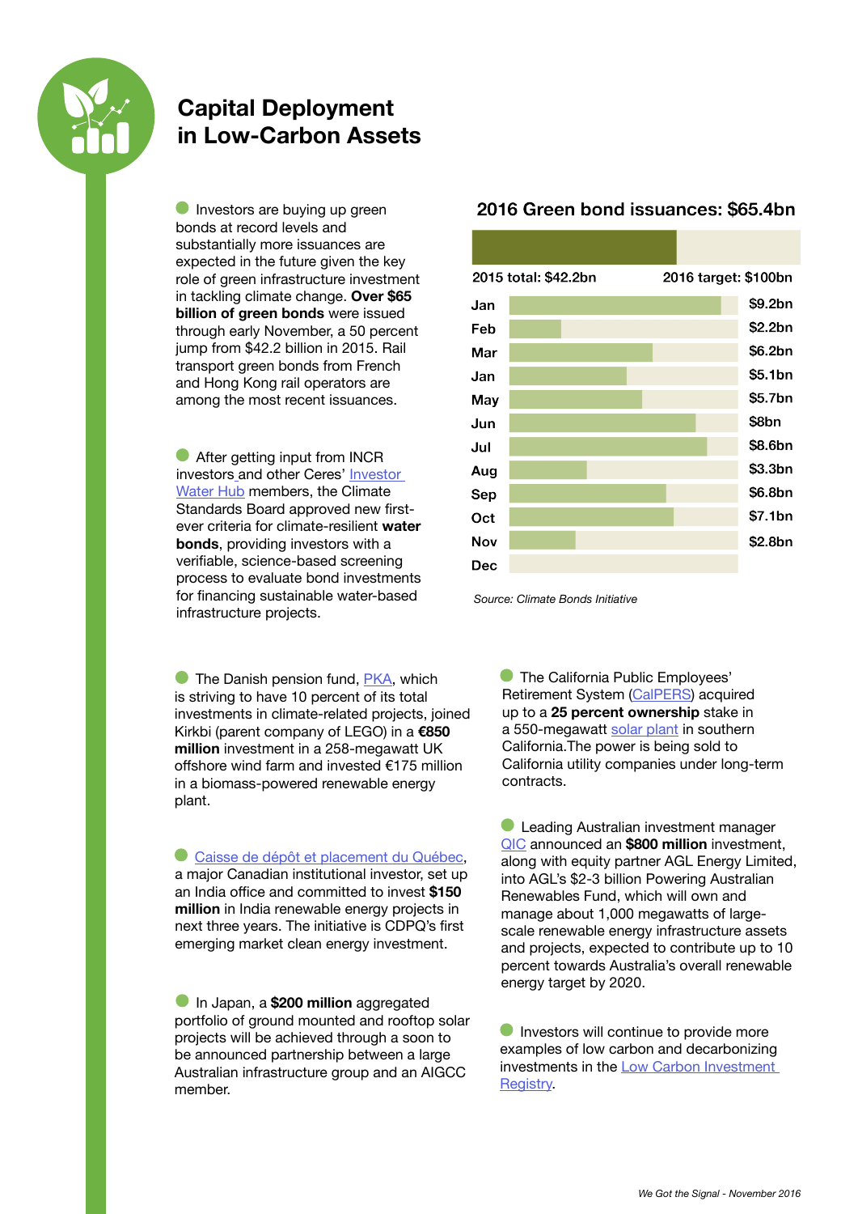# Capital Deployment in Low-Carbon Assets

- Investors are buying up green bonds at record levels and substantially more issuances are expected in the future given the key role of green infrastructure investment in tackling climate change. **Over $65 billion of green bonds** were issued through early November, a 50 percent jump from $42.2 billion in 2015. Rail transport green bonds from French and Hong Kong rail operators are among the most recent issuances.

- After getting input from INCR investors and other Ceres' Investor Water Hub members, the Climate Standards Board approved new first-ever criteria for climate-resilient **water bonds**, providing investors with a verifiable, science-based screening process to evaluate bond investments for financing sustainable water-based infrastructure projects.

## 2016 Green bond issuances: $65.4bn

2015 total: $42.2bn — 2016 target: $100bn

| Month | Issuance |
|---|---|
| Jan | $9.2bn |
| Feb | $2.2bn |
| Mar | $6.2bn |
| Jan | $5.1bn |
| May | $5.7bn |
| Jun | $8bn |
| Jul | $8.6bn |
| Aug | $3.3bn |
| Sep | $6.8bn |
| Oct | $7.1bn |
| Nov | $2.8bn |
| Dec | |

*Source: Climate Bonds Initiative*

- The Danish pension fund, PKA, which is striving to have 10 percent of its total investments in climate-related projects, joined Kirkbi (parent company of LEGO) in a **€850 million** investment in a 258-megawatt UK offshore wind farm and invested €175 million in a biomass-powered renewable energy plant.

- Caisse de dépôt et placement du Québec, a major Canadian institutional investor, set up an India office and committed to invest **$150 million** in India renewable energy projects in next three years. The initiative is CDPQ's first emerging market clean energy investment.

- In Japan, a **$200 million** aggregated portfolio of ground mounted and rooftop solar projects will be achieved through a soon to be announced partnership between a large Australian infrastructure group and an AIGCC member.

- The California Public Employees' Retirement System (CalPERS) acquired up to a **25 percent ownership** stake in a 550-megawatt solar plant in southern California.The power is being sold to California utility companies under long-term contracts.

- Leading Australian investment manager QIC announced an **$800 million** investment, along with equity partner AGL Energy Limited, into AGL's $2-3 billion Powering Australian Renewables Fund, which will own and manage about 1,000 megawatts of large-scale renewable energy infrastructure assets and projects, expected to contribute up to 10 percent towards Australia's overall renewable energy target by 2020.

- Investors will continue to provide more examples of low carbon and decarbonizing investments in the Low Carbon Investment Registry.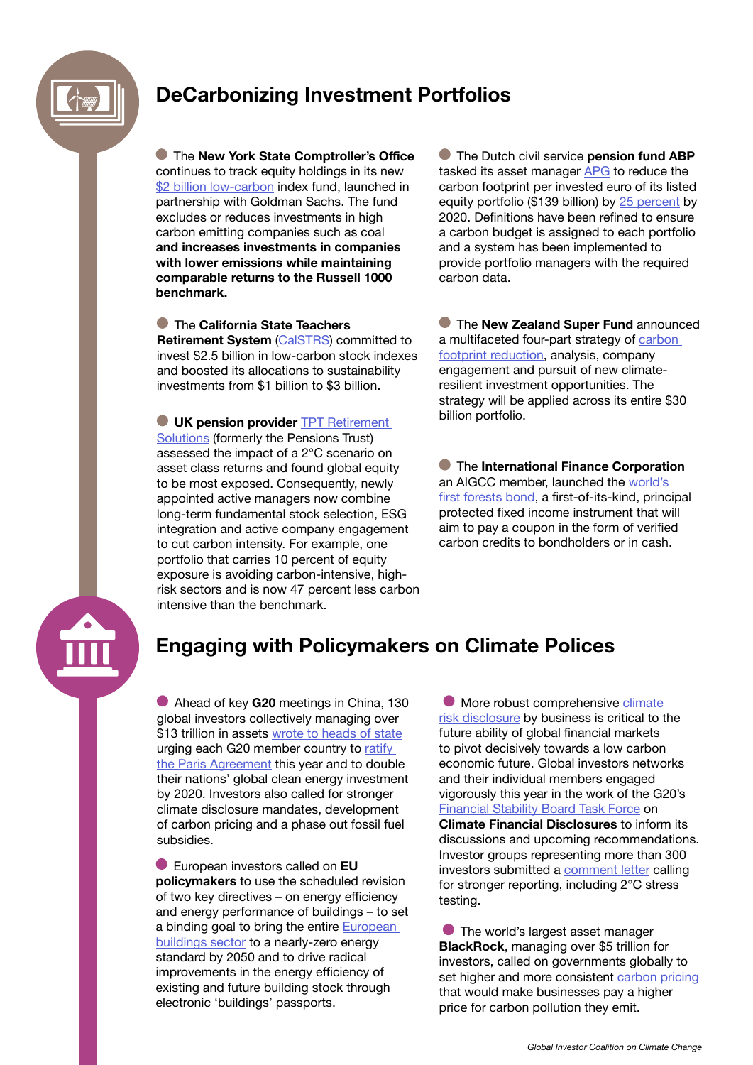## DeCarbonizing Investment Portfolios

- The **New York State Comptroller's Office** continues to track equity holdings in its new $2 billion low-carbon index fund, launched in partnership with Goldman Sachs. The fund excludes or reduces investments in high carbon emitting companies such as coal **and increases investments in companies with lower emissions while maintaining comparable returns to the Russell 1000 benchmark.**

- The **California State Teachers Retirement System** (CalSTRS) committed to invest $2.5 billion in low-carbon stock indexes and boosted its allocations to sustainability investments from $1 billion to $3 billion.

- **UK pension provider** TPT Retirement Solutions (formerly the Pensions Trust) assessed the impact of a 2°C scenario on asset class returns and found global equity to be most exposed. Consequently, newly appointed active managers now combine long-term fundamental stock selection, ESG integration and active company engagement to cut carbon intensity. For example, one portfolio that carries 10 percent of equity exposure is avoiding carbon-intensive, high-risk sectors and is now 47 percent less carbon intensive than the benchmark.

- The Dutch civil service **pension fund ABP** tasked its asset manager APG to reduce the carbon footprint per invested euro of its listed equity portfolio ($139 billion) by 25 percent by 2020. Definitions have been refined to ensure a carbon budget is assigned to each portfolio and a system has been implemented to provide portfolio managers with the required carbon data.

- The **New Zealand Super Fund** announced a multifaceted four-part strategy of carbon footprint reduction, analysis, company engagement and pursuit of new climate-resilient investment opportunities. The strategy will be applied across its entire $30 billion portfolio.

- The **International Finance Corporation** an AIGCC member, launched the world's first forests bond, a first-of-its-kind, principal protected fixed income instrument that will aim to pay a coupon in the form of verified carbon credits to bondholders or in cash.

## Engaging with Policymakers on Climate Polices

- Ahead of key **G20** meetings in China, 130 global investors collectively managing over $13 trillion in assets wrote to heads of state urging each G20 member country to ratify the Paris Agreement this year and to double their nations' global clean energy investment by 2020. Investors also called for stronger climate disclosure mandates, development of carbon pricing and a phase out fossil fuel subsidies.

- European investors called on **EU policymakers** to use the scheduled revision of two key directives – on energy efficiency and energy performance of buildings – to set a binding goal to bring the entire European buildings sector to a nearly-zero energy standard by 2050 and to drive radical improvements in the energy efficiency of existing and future building stock through electronic 'buildings' passports.

- More robust comprehensive climate risk disclosure by business is critical to the future ability of global financial markets to pivot decisively towards a low carbon economic future. Global investors networks and their individual members engaged vigorously this year in the work of the G20's Financial Stability Board Task Force on **Climate Financial Disclosures** to inform its discussions and upcoming recommendations. Investor groups representing more than 300 investors submitted a comment letter calling for stronger reporting, including 2°C stress testing.

- The world's largest asset manager **BlackRock**, managing over $5 trillion for investors, called on governments globally to set higher and more consistent carbon pricing that would make businesses pay a higher price for carbon pollution they emit.